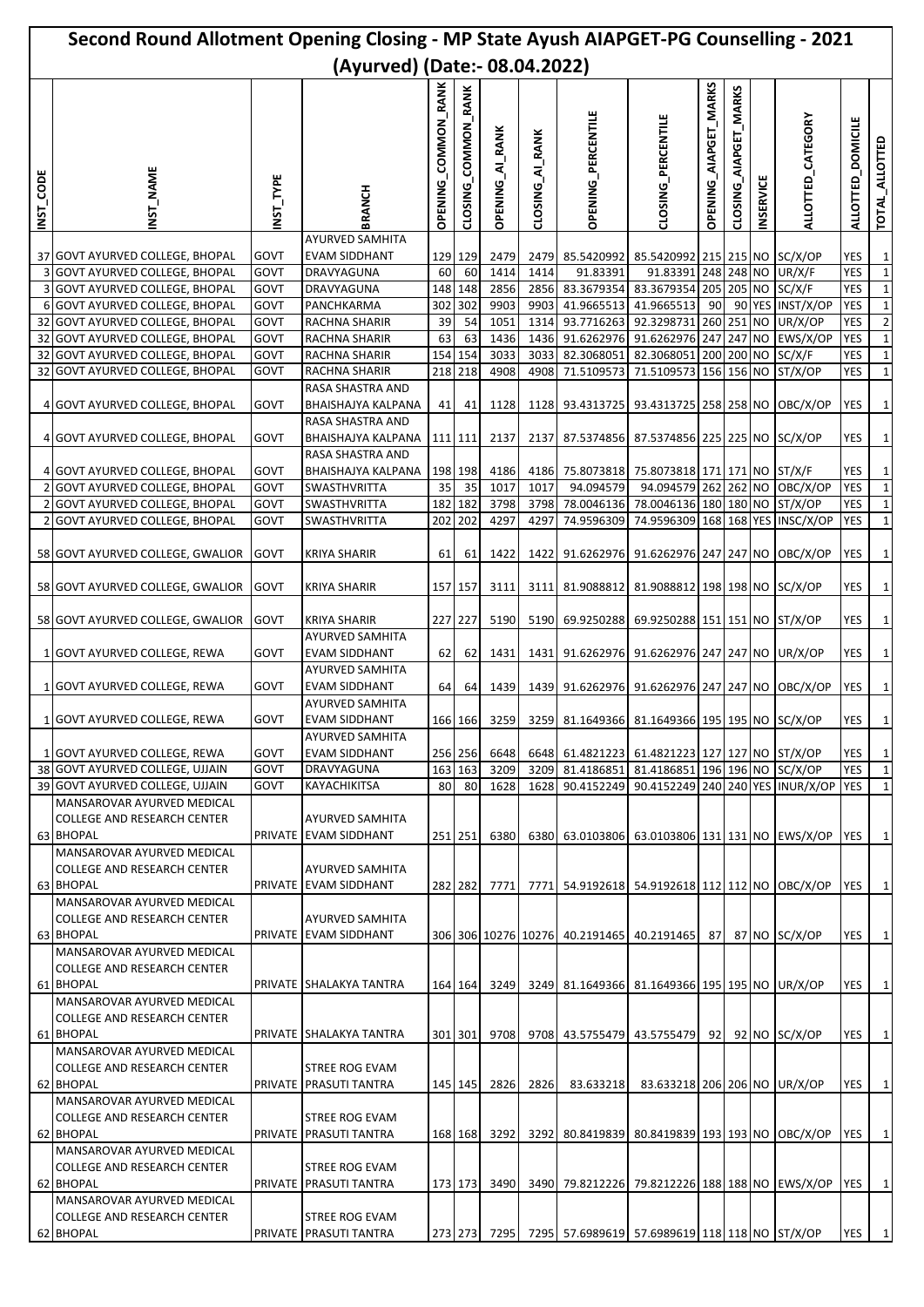# Second Round Allotment Opening Closing - MP State Ayush AIAPGET-PG Counselling - 2021 (Ayurved) (Date:- 08.04.2022)

| INST_CODE | INST_NAME | INST_TYPE | BRANCH | OPENING_COMMON_RANK | CLOSING_COMMON_RANK | OPENING_AI_RANK | CLOSING_AI_RANK | OPENING_PERCENTILE | CLOSING_PERCENTILE | OPENING_AIAPGET_MARKS | CLOSING_AIAPGET_MARKS | INSERVICE | ALLOTTED_CATEGORY | ALLOTTED_DOMICILE | TOTAL_ALLOTTED |
|---|---|---|---|---|---|---|---|---|---|---|---|---|---|---|---|
| 37 | GOVT AYURVED COLLEGE, BHOPAL | GOVT | AYURVED SAMHITA EVAM SIDDHANT | 129 | 129 | 2479 | 2479 | 85.5420992 | 85.5420992 | 215 | 215 | NO | SC/X/OP | YES | 1 |
| 3 | GOVT AYURVED COLLEGE, BHOPAL | GOVT | DRAVYAGUNA | 60 | 60 | 1414 | 1414 | 91.83391 | 91.83391 | 248 | 248 | NO | UR/X/F | YES | 1 |
| 3 | GOVT AYURVED COLLEGE, BHOPAL | GOVT | DRAVYAGUNA | 148 | 148 | 2856 | 2856 | 83.3679354 | 83.3679354 | 205 | 205 | NO | SC/X/F | YES | 1 |
| 6 | GOVT AYURVED COLLEGE, BHOPAL | GOVT | PANCHKARMA | 302 | 302 | 9903 | 9903 | 41.9665513 | 41.9665513 | 90 | 90 | YES | INST/X/OP | YES | 1 |
| 32 | GOVT AYURVED COLLEGE, BHOPAL | GOVT | RACHNA SHARIR | 39 | 54 | 1051 | 1314 | 93.7716263 | 92.3298731 | 260 | 251 | NO | UR/X/OP | YES | 2 |
| 32 | GOVT AYURVED COLLEGE, BHOPAL | GOVT | RACHNA SHARIR | 63 | 63 | 1436 | 1436 | 91.6262976 | 91.6262976 | 247 | 247 | NO | EWS/X/OP | YES | 1 |
| 32 | GOVT AYURVED COLLEGE, BHOPAL | GOVT | RACHNA SHARIR | 154 | 154 | 3033 | 3033 | 82.3068051 | 82.3068051 | 200 | 200 | NO | SC/X/F | YES | 1 |
| 32 | GOVT AYURVED COLLEGE, BHOPAL | GOVT | RACHNA SHARIR | 218 | 218 | 4908 | 4908 | 71.5109573 | 71.5109573 | 156 | 156 | NO | ST/X/OP | YES | 1 |
| 4 | GOVT AYURVED COLLEGE, BHOPAL | GOVT | RASA SHASTRA AND BHAISHAJYA KALPANA | 41 | 41 | 1128 | 1128 | 93.4313725 | 93.4313725 | 258 | 258 | NO | OBC/X/OP | YES | 1 |
| 4 | GOVT AYURVED COLLEGE, BHOPAL | GOVT | RASA SHASTRA AND BHAISHAJYA KALPANA | 111 | 111 | 2137 | 2137 | 87.5374856 | 87.5374856 | 225 | 225 | NO | SC/X/OP | YES | 1 |
| 4 | GOVT AYURVED COLLEGE, BHOPAL | GOVT | RASA SHASTRA AND BHAISHAJYA KALPANA | 198 | 198 | 4186 | 4186 | 75.8073818 | 75.8073818 | 171 | 171 | NO | ST/X/F | YES | 1 |
| 2 | GOVT AYURVED COLLEGE, BHOPAL | GOVT | SWASTHVRITTA | 35 | 35 | 1017 | 1017 | 94.094579 | 94.094579 | 262 | 262 | NO | OBC/X/OP | YES | 1 |
| 2 | GOVT AYURVED COLLEGE, BHOPAL | GOVT | SWASTHVRITTA | 182 | 182 | 3798 | 3798 | 78.0046136 | 78.0046136 | 180 | 180 | NO | ST/X/OP | YES | 1 |
| 2 | GOVT AYURVED COLLEGE, BHOPAL | GOVT | SWASTHVRITTA | 202 | 202 | 4297 | 4297 | 74.9596309 | 74.9596309 | 168 | 168 | YES | INSC/X/OP | YES | 1 |
| 58 | GOVT AYURVED COLLEGE, GWALIOR | GOVT | KRIYA SHARIR | 61 | 61 | 1422 | 1422 | 91.6262976 | 91.6262976 | 247 | 247 | NO | OBC/X/OP | YES | 1 |
| 58 | GOVT AYURVED COLLEGE, GWALIOR | GOVT | KRIYA SHARIR | 157 | 157 | 3111 | 3111 | 81.9088812 | 81.9088812 | 198 | 198 | NO | SC/X/OP | YES | 1 |
| 58 | GOVT AYURVED COLLEGE, GWALIOR | GOVT | KRIYA SHARIR | 227 | 227 | 5190 | 5190 | 69.9250288 | 69.9250288 | 151 | 151 | NO | ST/X/OP | YES | 1 |
| 1 | GOVT AYURVED COLLEGE, REWA | GOVT | AYURVED SAMHITA EVAM SIDDHANT | 62 | 62 | 1431 | 1431 | 91.6262976 | 91.6262976 | 247 | 247 | NO | UR/X/OP | YES | 1 |
| 1 | GOVT AYURVED COLLEGE, REWA | GOVT | AYURVED SAMHITA EVAM SIDDHANT | 64 | 64 | 1439 | 1439 | 91.6262976 | 91.6262976 | 247 | 247 | NO | OBC/X/OP | YES | 1 |
| 1 | GOVT AYURVED COLLEGE, REWA | GOVT | AYURVED SAMHITA EVAM SIDDHANT | 166 | 166 | 3259 | 3259 | 81.1649366 | 81.1649366 | 195 | 195 | NO | SC/X/OP | YES | 1 |
| 1 | GOVT AYURVED COLLEGE, REWA | GOVT | AYURVED SAMHITA EVAM SIDDHANT | 256 | 256 | 6648 | 6648 | 61.4821223 | 61.4821223 | 127 | 127 | NO | ST/X/OP | YES | 1 |
| 38 | GOVT AYURVED COLLEGE, UJJAIN | GOVT | DRAVYAGUNA | 163 | 163 | 3209 | 3209 | 81.4186851 | 81.4186851 | 196 | 196 | NO | SC/X/OP | YES | 1 |
| 39 | GOVT AYURVED COLLEGE, UJJAIN | GOVT | KAYACHIKITSA | 80 | 80 | 1628 | 1628 | 90.4152249 | 90.4152249 | 240 | 240 | YES | INUR/X/OP | YES | 1 |
| 63 | MANSAROVAR AYURVED MEDICAL COLLEGE AND RESEARCH CENTER BHOPAL | PRIVATE | AYURVED SAMHITA EVAM SIDDHANT | 251 | 251 | 6380 | 6380 | 63.0103806 | 63.0103806 | 131 | 131 | NO | EWS/X/OP | YES | 1 |
| 63 | MANSAROVAR AYURVED MEDICAL COLLEGE AND RESEARCH CENTER BHOPAL | PRIVATE | AYURVED SAMHITA EVAM SIDDHANT | 282 | 282 | 7771 | 7771 | 54.9192618 | 54.9192618 | 112 | 112 | NO | OBC/X/OP | YES | 1 |
| 63 | MANSAROVAR AYURVED MEDICAL COLLEGE AND RESEARCH CENTER BHOPAL | PRIVATE | AYURVED SAMHITA EVAM SIDDHANT | 306 | 306 | 10276 | 10276 | 40.2191465 | 40.2191465 | 87 | 87 | NO | SC/X/OP | YES | 1 |
| 61 | MANSAROVAR AYURVED MEDICAL COLLEGE AND RESEARCH CENTER BHOPAL | PRIVATE | SHALAKYA TANTRA | 164 | 164 | 3249 | 3249 | 81.1649366 | 81.1649366 | 195 | 195 | NO | UR/X/OP | YES | 1 |
| 61 | MANSAROVAR AYURVED MEDICAL COLLEGE AND RESEARCH CENTER BHOPAL | PRIVATE | SHALAKYA TANTRA | 301 | 301 | 9708 | 9708 | 43.5755479 | 43.5755479 | 92 | 92 | NO | SC/X/OP | YES | 1 |
| 62 | MANSAROVAR AYURVED MEDICAL COLLEGE AND RESEARCH CENTER BHOPAL | PRIVATE | STREE ROG EVAM PRASUTI TANTRA | 145 | 145 | 2826 | 2826 | 83.633218 | 83.633218 | 206 | 206 | NO | UR/X/OP | YES | 1 |
| 62 | MANSAROVAR AYURVED MEDICAL COLLEGE AND RESEARCH CENTER BHOPAL | PRIVATE | STREE ROG EVAM PRASUTI TANTRA | 168 | 168 | 3292 | 3292 | 80.8419839 | 80.8419839 | 193 | 193 | NO | OBC/X/OP | YES | 1 |
| 62 | MANSAROVAR AYURVED MEDICAL COLLEGE AND RESEARCH CENTER BHOPAL | PRIVATE | STREE ROG EVAM PRASUTI TANTRA | 173 | 173 | 3490 | 3490 | 79.8212226 | 79.8212226 | 188 | 188 | NO | EWS/X/OP | YES | 1 |
| 62 | MANSAROVAR AYURVED MEDICAL COLLEGE AND RESEARCH CENTER BHOPAL | PRIVATE | STREE ROG EVAM PRASUTI TANTRA | 273 | 273 | 7295 | 7295 | 57.6989619 | 57.6989619 | 118 | 118 | NO | ST/X/OP | YES | 1 |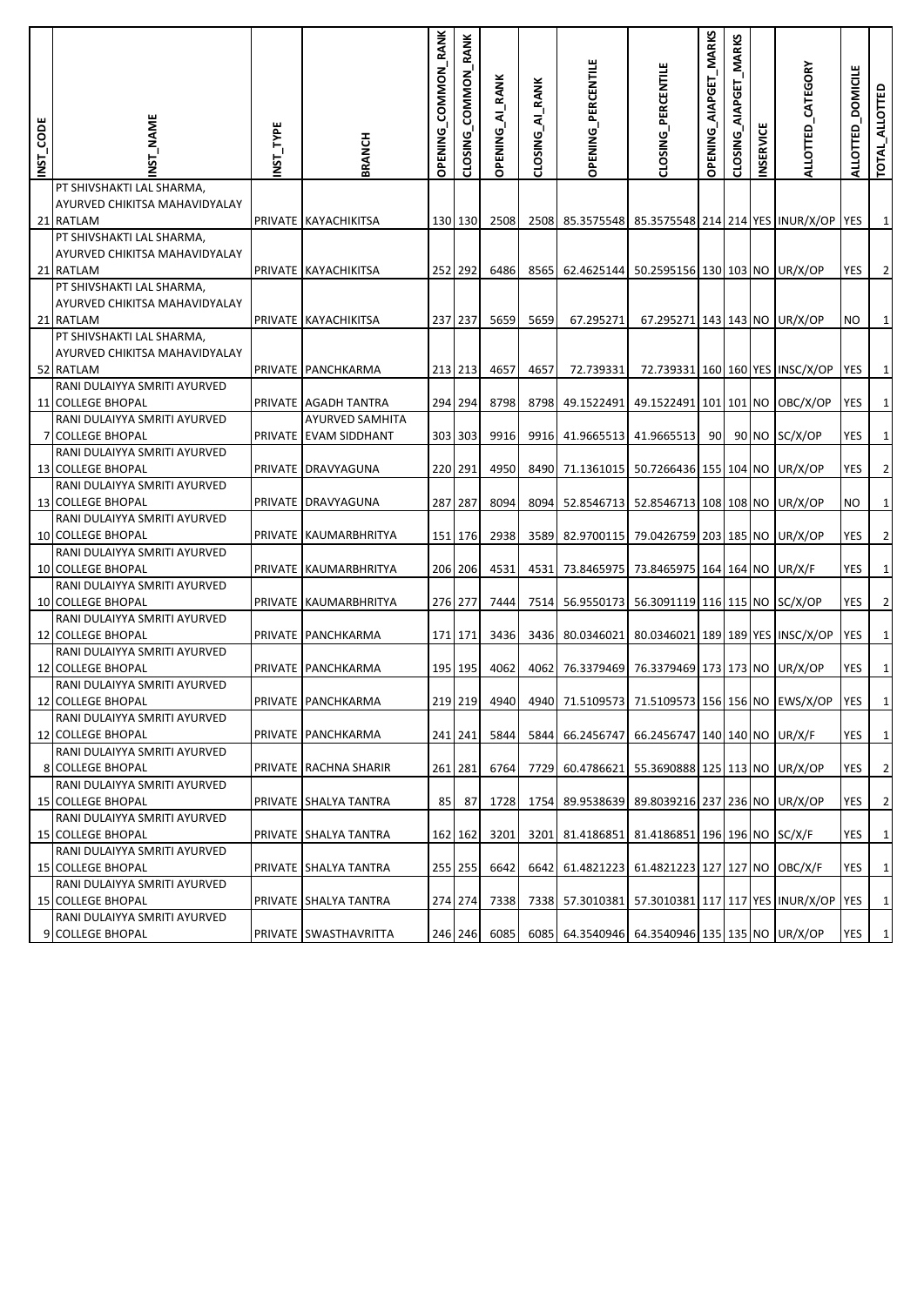| INST_CODE | INST_NAME | INST_TYPE | BRANCH | OPENING_COMMON_RANK | CLOSING_COMMON_RANK | OPENING_AI_RANK | CLOSING_AI_RANK | OPENING_PERCENTILE | CLOSING_PERCENTILE | OPENING_AIAPGET_MARKS | CLOSING_AIAPGET_MARKS | INSERVICE | ALLOTTED_CATEGORY | ALLOTTED_DOMICILE | TOTAL_ALLOTTED |
|---|---|---|---|---|---|---|---|---|---|---|---|---|---|---|---|
| 21 | PT SHIVSHAKTI LAL SHARMA, AYURVED CHIKITSA MAHAVIDYALAY RATLAM | PRIVATE | KAYACHIKITSA | 130 | 130 | 2508 | 2508 | 85.3575548 | 85.3575548 | 214 | 214 | YES | INUR/X/OP | YES | 1 |
| 21 | PT SHIVSHAKTI LAL SHARMA, AYURVED CHIKITSA MAHAVIDYALAY RATLAM | PRIVATE | KAYACHIKITSA | 252 | 292 | 6486 | 8565 | 62.4625144 | 50.2595156 | 130 | 103 | NO | UR/X/OP | YES | 2 |
| 21 | PT SHIVSHAKTI LAL SHARMA, AYURVED CHIKITSA MAHAVIDYALAY RATLAM | PRIVATE | KAYACHIKITSA | 237 | 237 | 5659 | 5659 | 67.295271 | 67.295271 | 143 | 143 | NO | UR/X/OP | NO | 1 |
| 52 | PT SHIVSHAKTI LAL SHARMA, AYURVED CHIKITSA MAHAVIDYALAY RATLAM | PRIVATE | PANCHKARMA | 213 | 213 | 4657 | 4657 | 72.739331 | 72.739331 | 160 | 160 | YES | INSC/X/OP | YES | 1 |
| 11 | RANI DULAIYYA SMRITI AYURVED COLLEGE BHOPAL | PRIVATE | AGADH TANTRA | 294 | 294 | 8798 | 8798 | 49.1522491 | 49.1522491 | 101 | 101 | NO | OBC/X/OP | YES | 1 |
| 7 | RANI DULAIYYA SMRITI AYURVED COLLEGE BHOPAL | PRIVATE | AYURVED SAMHITA EVAM SIDDHANT | 303 | 303 | 9916 | 9916 | 41.9665513 | 41.9665513 | 90 | 90 | NO | SC/X/OP | YES | 1 |
| 13 | RANI DULAIYYA SMRITI AYURVED COLLEGE BHOPAL | PRIVATE | DRAVYAGUNA | 220 | 291 | 4950 | 8490 | 71.1361015 | 50.7266436 | 155 | 104 | NO | UR/X/OP | YES | 2 |
| 13 | RANI DULAIYYA SMRITI AYURVED COLLEGE BHOPAL | PRIVATE | DRAVYAGUNA | 287 | 287 | 8094 | 8094 | 52.8546713 | 52.8546713 | 108 | 108 | NO | UR/X/OP | NO | 1 |
| 10 | RANI DULAIYYA SMRITI AYURVED COLLEGE BHOPAL | PRIVATE | KAUMARBHRITYA | 151 | 176 | 2938 | 3589 | 82.9700115 | 79.0426759 | 203 | 185 | NO | UR/X/OP | YES | 2 |
| 10 | RANI DULAIYYA SMRITI AYURVED COLLEGE BHOPAL | PRIVATE | KAUMARBHRITYA | 206 | 206 | 4531 | 4531 | 73.8465975 | 73.8465975 | 164 | 164 | NO | UR/X/F | YES | 1 |
| 10 | RANI DULAIYYA SMRITI AYURVED COLLEGE BHOPAL | PRIVATE | KAUMARBHRITYA | 276 | 277 | 7444 | 7514 | 56.9550173 | 56.3091119 | 116 | 115 | NO | SC/X/OP | YES | 2 |
| 12 | RANI DULAIYYA SMRITI AYURVED COLLEGE BHOPAL | PRIVATE | PANCHKARMA | 171 | 171 | 3436 | 3436 | 80.0346021 | 80.0346021 | 189 | 189 | YES | INSC/X/OP | YES | 1 |
| 12 | RANI DULAIYYA SMRITI AYURVED COLLEGE BHOPAL | PRIVATE | PANCHKARMA | 195 | 195 | 4062 | 4062 | 76.3379469 | 76.3379469 | 173 | 173 | NO | UR/X/OP | YES | 1 |
| 12 | RANI DULAIYYA SMRITI AYURVED COLLEGE BHOPAL | PRIVATE | PANCHKARMA | 219 | 219 | 4940 | 4940 | 71.5109573 | 71.5109573 | 156 | 156 | NO | EWS/X/OP | YES | 1 |
| 12 | RANI DULAIYYA SMRITI AYURVED COLLEGE BHOPAL | PRIVATE | PANCHKARMA | 241 | 241 | 5844 | 5844 | 66.2456747 | 66.2456747 | 140 | 140 | NO | UR/X/F | YES | 1 |
| 8 | RANI DULAIYYA SMRITI AYURVED COLLEGE BHOPAL | PRIVATE | RACHNA SHARIR | 261 | 281 | 6764 | 7729 | 60.4786621 | 55.3690888 | 125 | 113 | NO | UR/X/OP | YES | 2 |
| 15 | RANI DULAIYYA SMRITI AYURVED COLLEGE BHOPAL | PRIVATE | SHALYA TANTRA | 85 | 87 | 1728 | 1754 | 89.9538639 | 89.8039216 | 237 | 236 | NO | UR/X/OP | YES | 2 |
| 15 | RANI DULAIYYA SMRITI AYURVED COLLEGE BHOPAL | PRIVATE | SHALYA TANTRA | 162 | 162 | 3201 | 3201 | 81.4186851 | 81.4186851 | 196 | 196 | NO | SC/X/F | YES | 1 |
| 15 | RANI DULAIYYA SMRITI AYURVED COLLEGE BHOPAL | PRIVATE | SHALYA TANTRA | 255 | 255 | 6642 | 6642 | 61.4821223 | 61.4821223 | 127 | 127 | NO | OBC/X/F | YES | 1 |
| 15 | RANI DULAIYYA SMRITI AYURVED COLLEGE BHOPAL | PRIVATE | SHALYA TANTRA | 274 | 274 | 7338 | 7338 | 57.3010381 | 57.3010381 | 117 | 117 | YES | INUR/X/OP | YES | 1 |
| 9 | RANI DULAIYYA SMRITI AYURVED COLLEGE BHOPAL | PRIVATE | SWASTHAVRITTA | 246 | 246 | 6085 | 6085 | 64.3540946 | 64.3540946 | 135 | 135 | NO | UR/X/OP | YES | 1 |